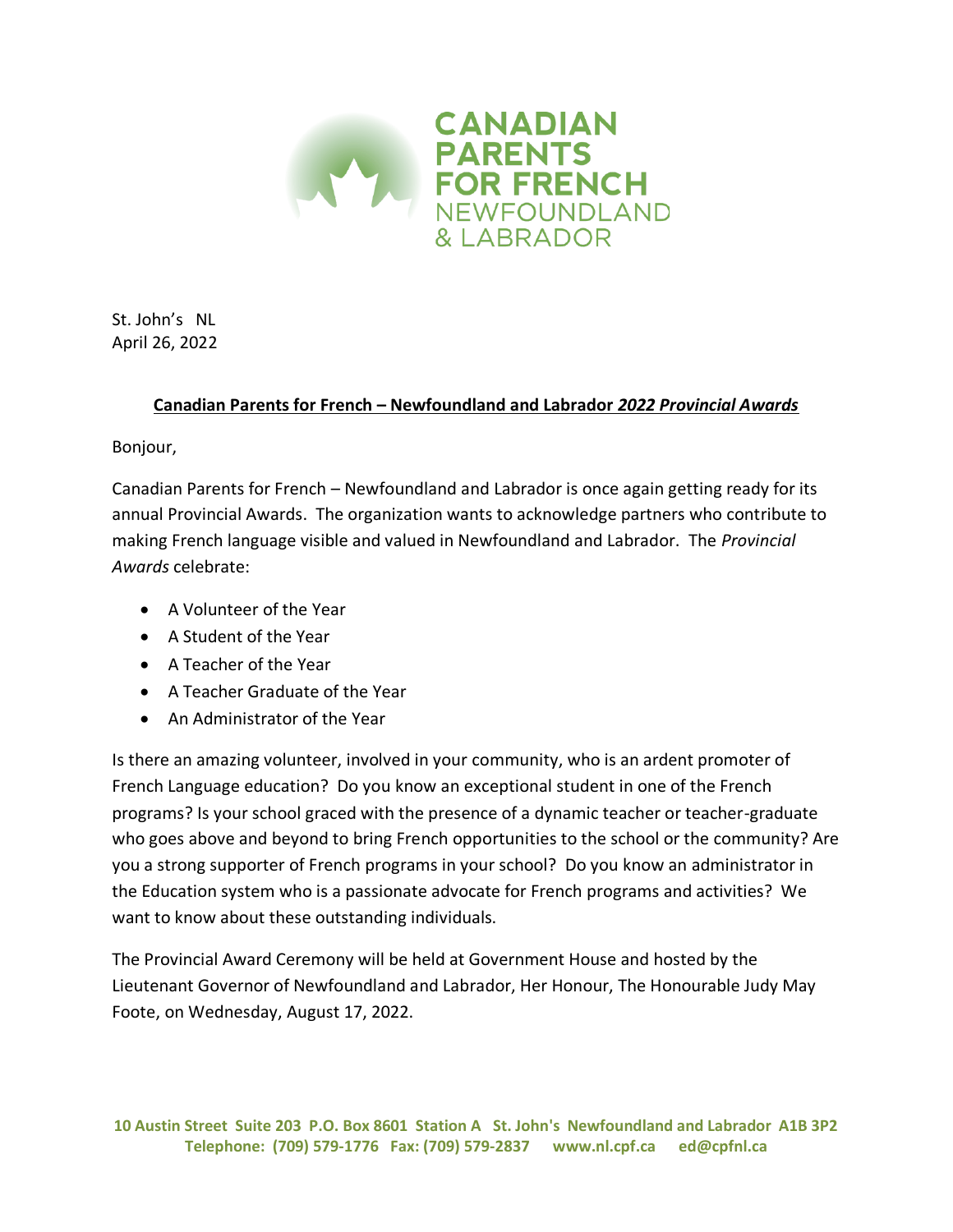CANADIAN PARENTS FOR FRENCH NEWFOUNDLAND & LABRADOR

St. John's NL
April 26, 2022

**Canadian Parents for French – Newfoundland and Labrador *2022 Provincial Awards***

Bonjour,

Canadian Parents for French – Newfoundland and Labrador is once again getting ready for its annual Provincial Awards. The organization wants to acknowledge partners who contribute to making French language visible and valued in Newfoundland and Labrador. The *Provincial Awards* celebrate:

- A Volunteer of the Year
- A Student of the Year
- A Teacher of the Year
- A Teacher Graduate of the Year
- An Administrator of the Year

Is there an amazing volunteer, involved in your community, who is an ardent promoter of French Language education? Do you know an exceptional student in one of the French programs? Is your school graced with the presence of a dynamic teacher or teacher-graduate who goes above and beyond to bring French opportunities to the school or the community? Are you a strong supporter of French programs in your school? Do you know an administrator in the Education system who is a passionate advocate for French programs and activities? We want to know about these outstanding individuals.

The Provincial Award Ceremony will be held at Government House and hosted by the Lieutenant Governor of Newfoundland and Labrador, Her Honour, The Honourable Judy May Foote, on Wednesday, August 17, 2022.

**10 Austin Street Suite 203 P.O. Box 8601 Station A St. John's Newfoundland and Labrador A1B 3P2**
**Telephone: (709) 579-1776 Fax: (709) 579-2837 www.nl.cpf.ca ed@cpfnl.ca**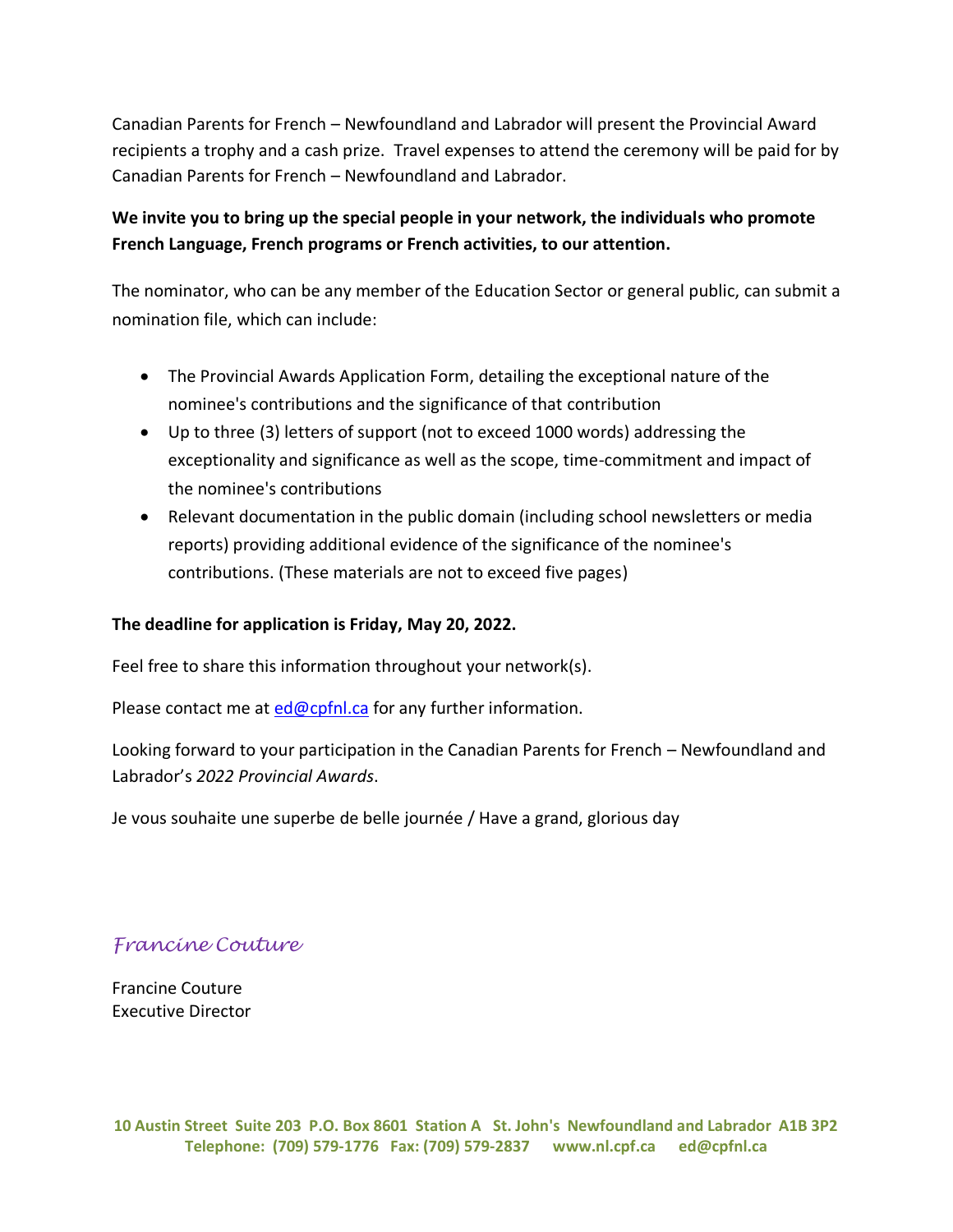Canadian Parents for French – Newfoundland and Labrador will present the Provincial Award recipients a trophy and a cash prize. Travel expenses to attend the ceremony will be paid for by Canadian Parents for French – Newfoundland and Labrador.

**We invite you to bring up the special people in your network, the individuals who promote French Language, French programs or French activities, to our attention.**

The nominator, who can be any member of the Education Sector or general public, can submit a nomination file, which can include:

- The Provincial Awards Application Form, detailing the exceptional nature of the nominee's contributions and the significance of that contribution
- Up to three (3) letters of support (not to exceed 1000 words) addressing the exceptionality and significance as well as the scope, time-commitment and impact of the nominee's contributions
- Relevant documentation in the public domain (including school newsletters or media reports) providing additional evidence of the significance of the nominee's contributions. (These materials are not to exceed five pages)

**The deadline for application is Friday, May 20, 2022.**

Feel free to share this information throughout your network(s).

Please contact me at ed@cpfnl.ca for any further information.

Looking forward to your participation in the Canadian Parents for French – Newfoundland and Labrador's *2022 Provincial Awards*.

Je vous souhaite une superbe de belle journée / Have a grand, glorious day

*Francine Couture*

Francine Couture
Executive Director

**10 Austin Street Suite 203 P.O. Box 8601 Station A St. John's Newfoundland and Labrador A1B 3P2**
**Telephone: (709) 579-1776 Fax: (709) 579-2837 www.nl.cpf.ca ed@cpfnl.ca**